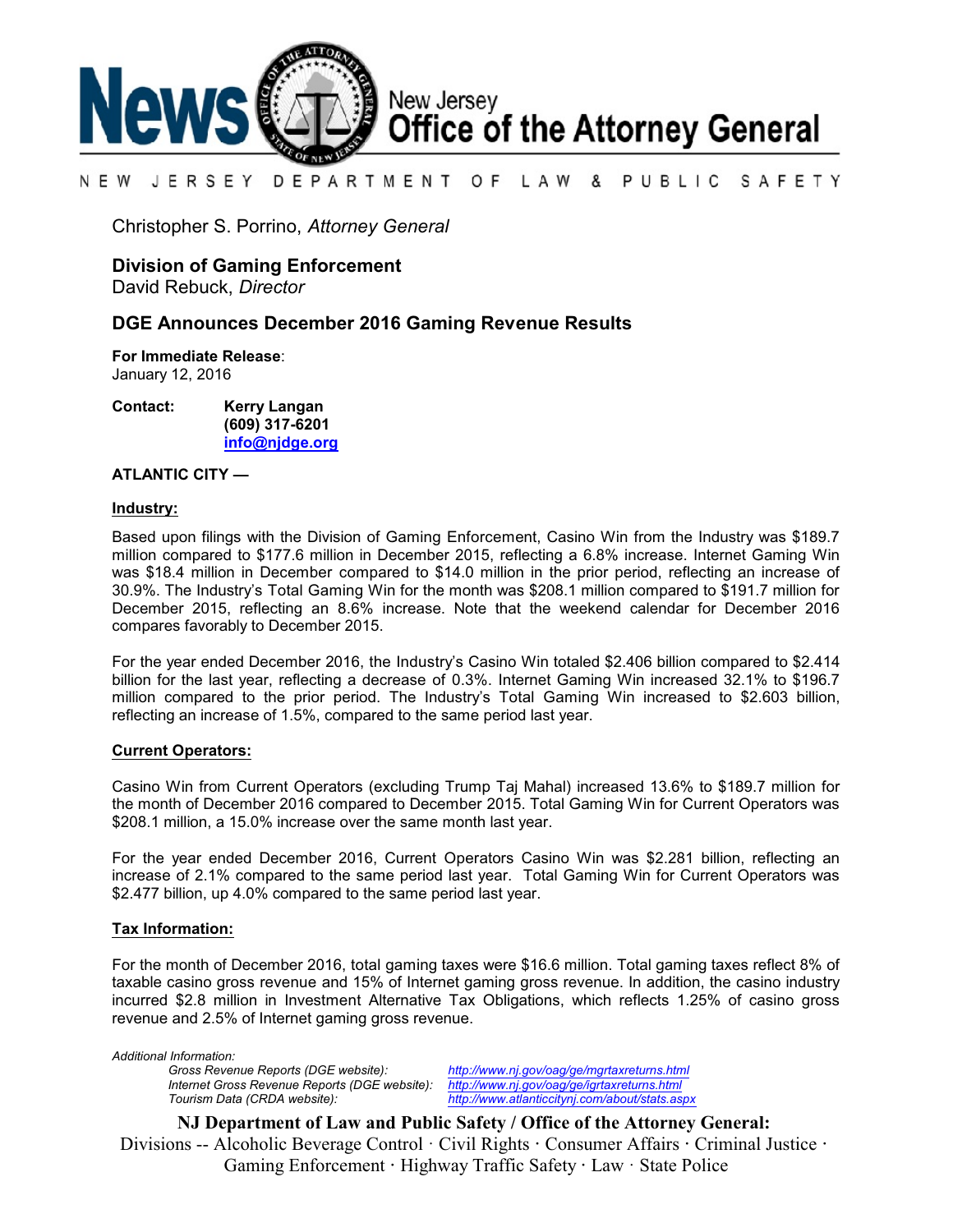# News — New Jersey Office of the Attorney General

NEW JERSEY DEPARTMENT OF LAW & PUBLIC SAFETY

Christopher S. Porrino, *Attorney General*

**Division of Gaming Enforcement**
David Rebuck, *Director*

## DGE Announces December 2016 Gaming Revenue Results

**For Immediate Release**:
January 12, 2016

**Contact:** **Kerry Langan**
**(609) 317-6201**
**info@njdge.org**

**ATLANTIC CITY —**

**Industry:**

Based upon filings with the Division of Gaming Enforcement, Casino Win from the Industry was $189.7 million compared to $177.6 million in December 2015, reflecting a 6.8% increase. Internet Gaming Win was $18.4 million in December compared to $14.0 million in the prior period, reflecting an increase of 30.9%. The Industry's Total Gaming Win for the month was $208.1 million compared to $191.7 million for December 2015, reflecting an 8.6% increase. Note that the weekend calendar for December 2016 compares favorably to December 2015.

For the year ended December 2016, the Industry's Casino Win totaled $2.406 billion compared to $2.414 billion for the last year, reflecting a decrease of 0.3%. Internet Gaming Win increased 32.1% to $196.7 million compared to the prior period. The Industry's Total Gaming Win increased to $2.603 billion, reflecting an increase of 1.5%, compared to the same period last year.

**Current Operators:**

Casino Win from Current Operators (excluding Trump Taj Mahal) increased 13.6% to $189.7 million for the month of December 2016 compared to December 2015. Total Gaming Win for Current Operators was $208.1 million, a 15.0% increase over the same month last year.

For the year ended December 2016, Current Operators Casino Win was $2.281 billion, reflecting an increase of 2.1% compared to the same period last year. Total Gaming Win for Current Operators was $2.477 billion, up 4.0% compared to the same period last year.

**Tax Information:**

For the month of December 2016, total gaming taxes were $16.6 million. Total gaming taxes reflect 8% of taxable casino gross revenue and 15% of Internet gaming gross revenue. In addition, the casino industry incurred $2.8 million in Investment Alternative Tax Obligations, which reflects 1.25% of casino gross revenue and 2.5% of Internet gaming gross revenue.

*Additional Information:*

*Gross Revenue Reports (DGE website):* *http://www.nj.gov/oag/ge/mgrtaxreturns.html*
*Internet Gross Revenue Reports (DGE website):* *http://www.nj.gov/oag/ge/igrtaxreturns.html*
*Tourism Data (CRDA website):* *http://www.atlanticcitynj.com/about/stats.aspx*

**NJ Department of Law and Public Safety / Office of the Attorney General:**
Divisions -- Alcoholic Beverage Control · Civil Rights · Consumer Affairs · Criminal Justice · Gaming Enforcement · Highway Traffic Safety · Law · State Police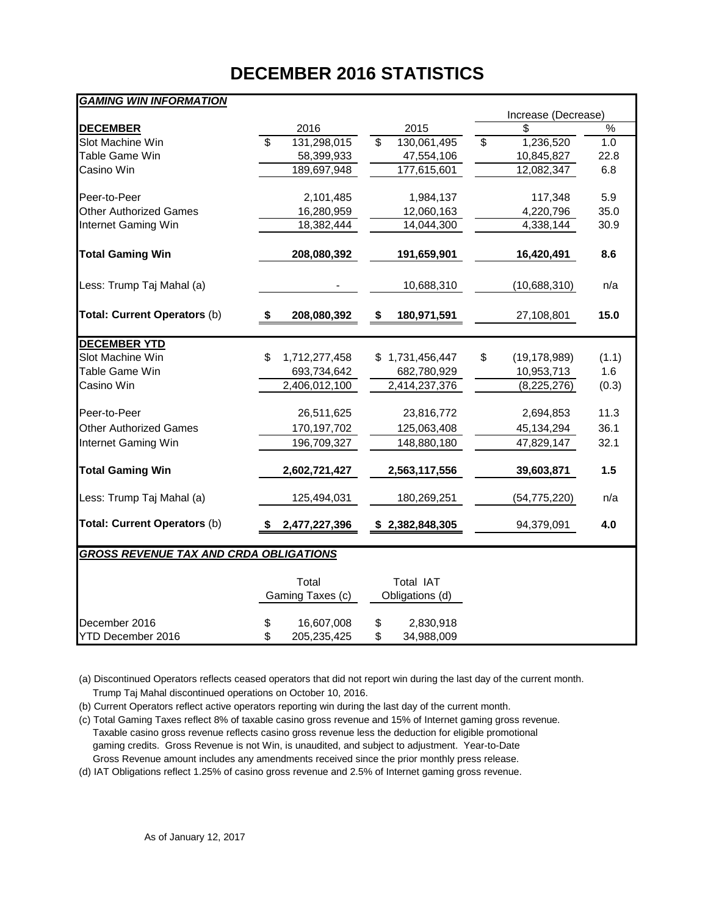# DECEMBER 2016 STATISTICS

***GAMING WIN INFORMATION***

| | | | Increase (Decrease) | |
|---|---|---|---|---|
| **DECEMBER** | 2016 | 2015 | $ | % |
| Slot Machine Win | $ 131,298,015 | $ 130,061,495 | $ 1,236,520 | 1.0 |
| Table Game Win | 58,399,933 | 47,554,106 | 10,845,827 | 22.8 |
| Casino Win | 189,697,948 | 177,615,601 | 12,082,347 | 6.8 |
| Peer-to-Peer | 2,101,485 | 1,984,137 | 117,348 | 5.9 |
| Other Authorized Games | 16,280,959 | 12,060,163 | 4,220,796 | 35.0 |
| Internet Gaming Win | 18,382,444 | 14,044,300 | 4,338,144 | 30.9 |
| **Total Gaming Win** | **208,080,392** | **191,659,901** | **16,420,491** | **8.6** |
| Less: Trump Taj Mahal (a) | - | 10,688,310 | (10,688,310) | n/a |
| **Total: Current Operators** (b) | **$ 208,080,392** | **$ 180,971,591** | 27,108,801 | **15.0** |
| **DECEMBER YTD** | | | | |
| Slot Machine Win | $ 1,712,277,458 | $ 1,731,456,447 | $ (19,178,989) | (1.1) |
| Table Game Win | 693,734,642 | 682,780,929 | 10,953,713 | 1.6 |
| Casino Win | 2,406,012,100 | 2,414,237,376 | (8,225,276) | (0.3) |
| Peer-to-Peer | 26,511,625 | 23,816,772 | 2,694,853 | 11.3 |
| Other Authorized Games | 170,197,702 | 125,063,408 | 45,134,294 | 36.1 |
| Internet Gaming Win | 196,709,327 | 148,880,180 | 47,829,147 | 32.1 |
| **Total Gaming Win** | **2,602,721,427** | **2,563,117,556** | **39,603,871** | **1.5** |
| Less: Trump Taj Mahal (a) | 125,494,031 | 180,269,251 | (54,775,220) | n/a |
| **Total: Current Operators** (b) | **$ 2,477,227,396** | **$ 2,382,848,305** | 94,379,091 | **4.0** |

***GROSS REVENUE TAX AND CRDA OBLIGATIONS***

| | Total Gaming Taxes (c) | Total IAT Obligations (d) |
|---|---|---|
| December 2016 | $ 16,607,008 | $ 2,830,918 |
| YTD December 2016 | $ 205,235,425 | $ 34,988,009 |

(a) Discontinued Operators reflects ceased operators that did not report win during the last day of the current month. Trump Taj Mahal discontinued operations on October 10, 2016.

(b) Current Operators reflect active operators reporting win during the last day of the current month.

(c) Total Gaming Taxes reflect 8% of taxable casino gross revenue and 15% of Internet gaming gross revenue. Taxable casino gross revenue reflects casino gross revenue less the deduction for eligible promotional gaming credits. Gross Revenue is not Win, is unaudited, and subject to adjustment. Year-to-Date Gross Revenue amount includes any amendments received since the prior monthly press release.

(d) IAT Obligations reflect 1.25% of casino gross revenue and 2.5% of Internet gaming gross revenue.

As of January 12, 2017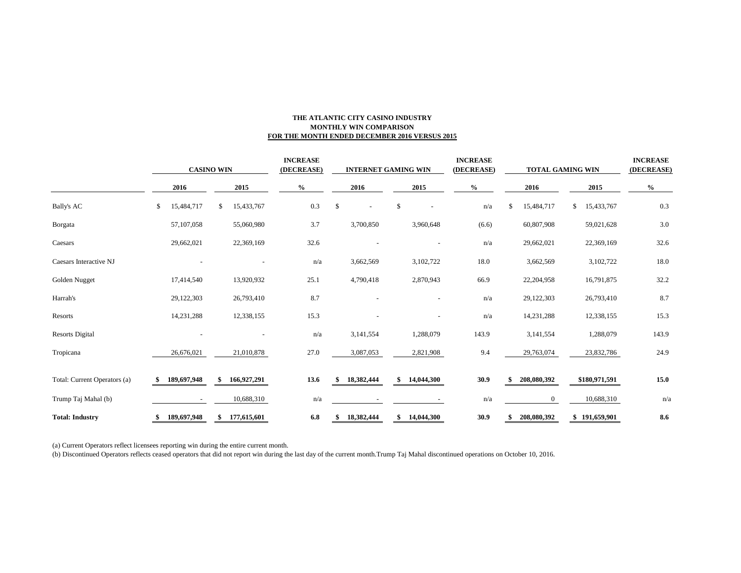**THE ATLANTIC CITY CASINO INDUSTRY**
**MONTHLY WIN COMPARISON**
**FOR THE MONTH ENDED DECEMBER 2016 VERSUS 2015**

| | CASINO WIN | | INCREASE (DECREASE) | INTERNET GAMING WIN | | INCREASE (DECREASE) | TOTAL GAMING WIN | | INCREASE (DECREASE) |
|---|---|---|---|---|---|---|---|---|---|
| | 2016 | 2015 | % | 2016 | 2015 | % | 2016 | 2015 | % |
| Bally's AC | $ 15,484,717 | $ 15,433,767 | 0.3 | $ - | $ - | n/a | $ 15,484,717 | $ 15,433,767 | 0.3 |
| Borgata | 57,107,058 | 55,060,980 | 3.7 | 3,700,850 | 3,960,648 | (6.6) | 60,807,908 | 59,021,628 | 3.0 |
| Caesars | 29,662,021 | 22,369,169 | 32.6 | - | - | n/a | 29,662,021 | 22,369,169 | 32.6 |
| Caesars Interactive NJ | - | - | n/a | 3,662,569 | 3,102,722 | 18.0 | 3,662,569 | 3,102,722 | 18.0 |
| Golden Nugget | 17,414,540 | 13,920,932 | 25.1 | 4,790,418 | 2,870,943 | 66.9 | 22,204,958 | 16,791,875 | 32.2 |
| Harrah's | 29,122,303 | 26,793,410 | 8.7 | - | - | n/a | 29,122,303 | 26,793,410 | 8.7 |
| Resorts | 14,231,288 | 12,338,155 | 15.3 | - | - | n/a | 14,231,288 | 12,338,155 | 15.3 |
| Resorts Digital | - | - | n/a | 3,141,554 | 1,288,079 | 143.9 | 3,141,554 | 1,288,079 | 143.9 |
| Tropicana | 26,676,021 | 21,010,878 | 27.0 | 3,087,053 | 2,821,908 | 9.4 | 29,763,074 | 23,832,786 | 24.9 |
| Total: Current Operators (a) | **$ 189,697,948** | **$ 166,927,291** | **13.6** | **$ 18,382,444** | **$ 14,044,300** | **30.9** | **$ 208,080,392** | **$180,971,591** | **15.0** |
| Trump Taj Mahal (b) | - | 10,688,310 | n/a | - | - | n/a | 0 | 10,688,310 | n/a |
| **Total: Industry** | **$ 189,697,948** | **$ 177,615,601** | **6.8** | **$ 18,382,444** | **$ 14,044,300** | **30.9** | **$ 208,080,392** | **$ 191,659,901** | **8.6** |

(a) Current Operators reflect licensees reporting win during the entire current month.
(b) Discontinued Operators reflects ceased operators that did not report win during the last day of the current month.Trump Taj Mahal discontinued operations on October 10, 2016.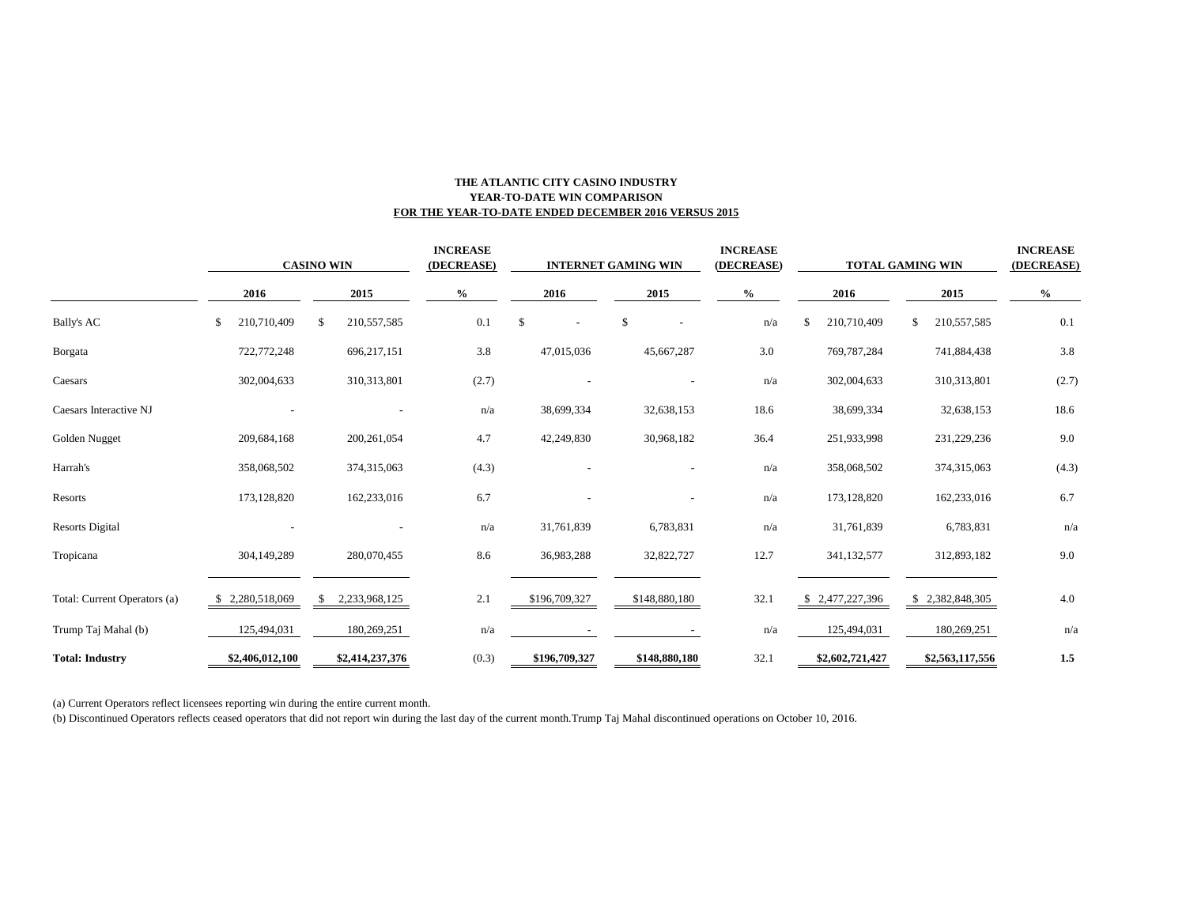**THE ATLANTIC CITY CASINO INDUSTRY**
**YEAR-TO-DATE WIN COMPARISON**
**FOR THE YEAR-TO-DATE ENDED DECEMBER 2016 VERSUS 2015**

| | CASINO WIN | | INCREASE (DECREASE) | INTERNET GAMING WIN | | INCREASE (DECREASE) | TOTAL GAMING WIN | | INCREASE (DECREASE) |
|---|---|---|---|---|---|---|---|---|---|
| | 2016 | 2015 | % | 2016 | 2015 | % | 2016 | 2015 | % |
| Bally's AC | $ 210,710,409 | $ 210,557,585 | 0.1 | $ - | $ - | n/a | $ 210,710,409 | $ 210,557,585 | 0.1 |
| Borgata | 722,772,248 | 696,217,151 | 3.8 | 47,015,036 | 45,667,287 | 3.0 | 769,787,284 | 741,884,438 | 3.8 |
| Caesars | 302,004,633 | 310,313,801 | (2.7) | - | - | n/a | 302,004,633 | 310,313,801 | (2.7) |
| Caesars Interactive NJ | - | - | n/a | 38,699,334 | 32,638,153 | 18.6 | 38,699,334 | 32,638,153 | 18.6 |
| Golden Nugget | 209,684,168 | 200,261,054 | 4.7 | 42,249,830 | 30,968,182 | 36.4 | 251,933,998 | 231,229,236 | 9.0 |
| Harrah's | 358,068,502 | 374,315,063 | (4.3) | - | - | n/a | 358,068,502 | 374,315,063 | (4.3) |
| Resorts | 173,128,820 | 162,233,016 | 6.7 | - | - | n/a | 173,128,820 | 162,233,016 | 6.7 |
| Resorts Digital | - | - | n/a | 31,761,839 | 6,783,831 | n/a | 31,761,839 | 6,783,831 | n/a |
| Tropicana | 304,149,289 | 280,070,455 | 8.6 | 36,983,288 | 32,822,727 | 12.7 | 341,132,577 | 312,893,182 | 9.0 |
| Total: Current Operators (a) | $ 2,280,518,069 | $ 2,233,968,125 | 2.1 | $196,709,327 | $148,880,180 | 32.1 | $ 2,477,227,396 | $ 2,382,848,305 | 4.0 |
| Trump Taj Mahal (b) | 125,494,031 | 180,269,251 | n/a | - | - | n/a | 125,494,031 | 180,269,251 | n/a |
| **Total: Industry** | **$2,406,012,100** | **$2,414,237,376** | (0.3) | **$196,709,327** | **$148,880,180** | 32.1 | **$2,602,721,427** | **$2,563,117,556** | **1.5** |

(a) Current Operators reflect licensees reporting win during the entire current month.

(b) Discontinued Operators reflects ceased operators that did not report win during the last day of the current month.Trump Taj Mahal discontinued operations on October 10, 2016.